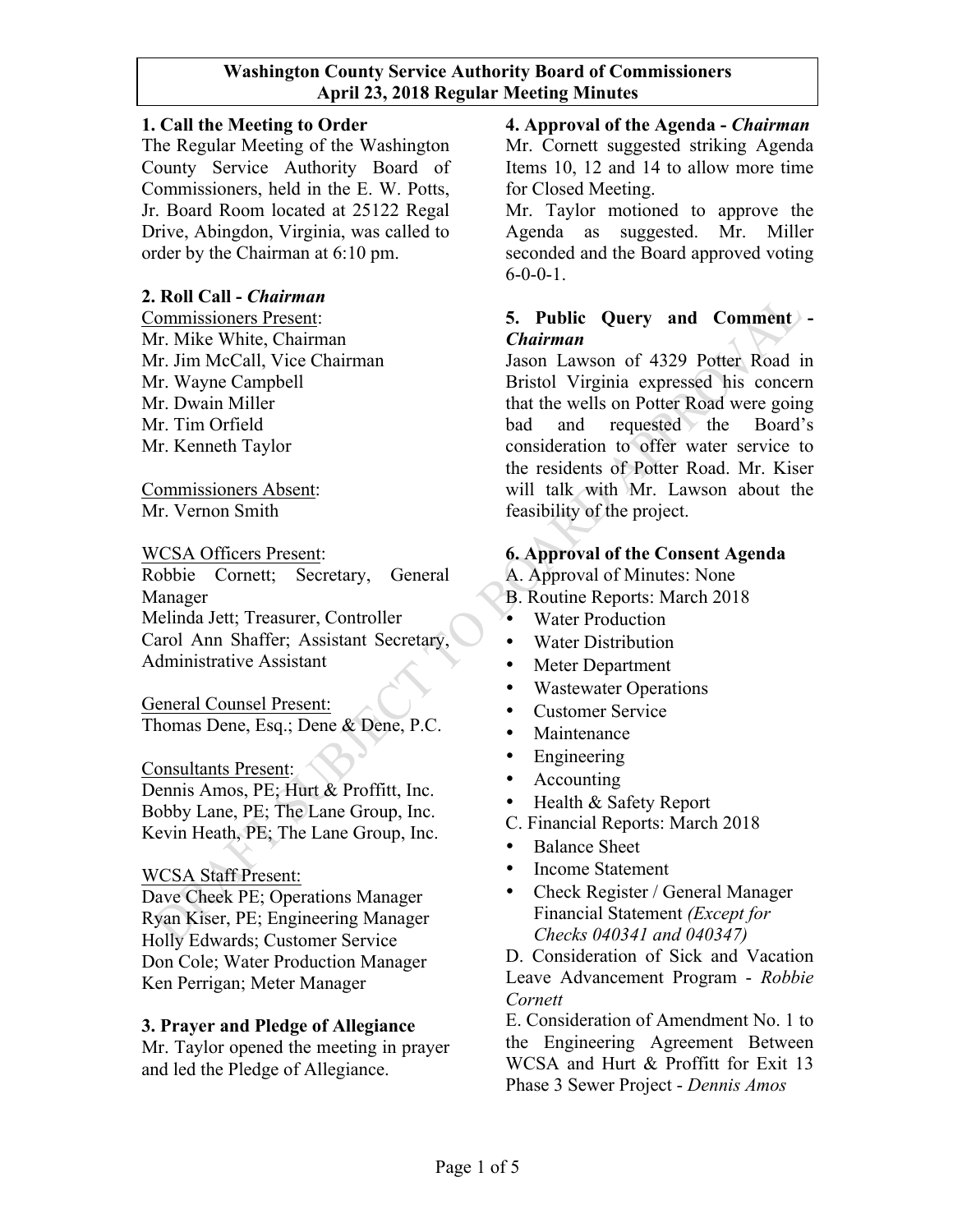**Washington County Service Authority Board of Commissioners**
**April 23, 2018 Regular Meeting Minutes**

## 1. Call the Meeting to Order

The Regular Meeting of the Washington County Service Authority Board of Commissioners, held in the E. W. Potts, Jr. Board Room located at 25122 Regal Drive, Abingdon, Virginia, was called to order by the Chairman at 6:10 pm.

## 2. Roll Call - *Chairman*

Commissioners Present:
Mr. Mike White, Chairman
Mr. Jim McCall, Vice Chairman
Mr. Wayne Campbell
Mr. Dwain Miller
Mr. Tim Orfield
Mr. Kenneth Taylor

Commissioners Absent:
Mr. Vernon Smith

WCSA Officers Present:
Robbie Cornett; Secretary, General Manager
Melinda Jett; Treasurer, Controller
Carol Ann Shaffer; Assistant Secretary, Administrative Assistant

General Counsel Present:
Thomas Dene, Esq.; Dene & Dene, P.C.

Consultants Present:
Dennis Amos, PE; Hurt & Proffitt, Inc.
Bobby Lane, PE; The Lane Group, Inc.
Kevin Heath, PE; The Lane Group, Inc.

WCSA Staff Present:
Dave Cheek PE; Operations Manager
Ryan Kiser, PE; Engineering Manager
Holly Edwards; Customer Service
Don Cole; Water Production Manager
Ken Perrigan; Meter Manager

## 3. Prayer and Pledge of Allegiance

Mr. Taylor opened the meeting in prayer and led the Pledge of Allegiance.

## 4. Approval of the Agenda - *Chairman*

Mr. Cornett suggested striking Agenda Items 10, 12 and 14 to allow more time for Closed Meeting.

Mr. Taylor motioned to approve the Agenda as suggested. Mr. Miller seconded and the Board approved voting 6-0-0-1.

## 5. Public Query and Comment - *Chairman*

Jason Lawson of 4329 Potter Road in Bristol Virginia expressed his concern that the wells on Potter Road were going bad and requested the Board's consideration to offer water service to the residents of Potter Road. Mr. Kiser will talk with Mr. Lawson about the feasibility of the project.

## 6. Approval of the Consent Agenda

A. Approval of Minutes: None
B. Routine Reports: March 2018

- Water Production
- Water Distribution
- Meter Department
- Wastewater Operations
- Customer Service
- Maintenance
- Engineering
- Accounting
- Health & Safety Report

C. Financial Reports: March 2018

- Balance Sheet
- Income Statement
- Check Register / General Manager Financial Statement *(Except for Checks 040341 and 040347)*

D. Consideration of Sick and Vacation Leave Advancement Program - *Robbie Cornett*

E. Consideration of Amendment No. 1 to the Engineering Agreement Between WCSA and Hurt & Proffitt for Exit 13 Phase 3 Sewer Project - *Dennis Amos*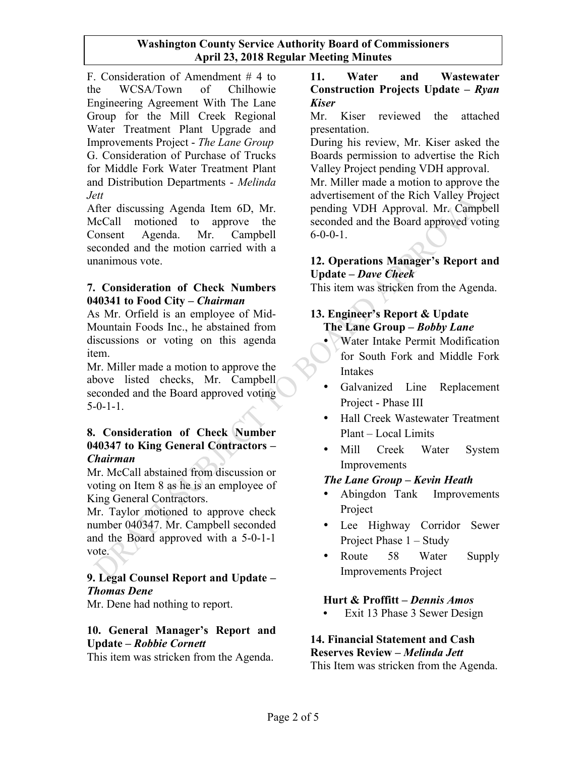F. Consideration of Amendment # 4 to the WCSA/Town of Chilhowie Engineering Agreement With The Lane Group for the Mill Creek Regional Water Treatment Plant Upgrade and Improvements Project - *The Lane Group*

G. Consideration of Purchase of Trucks for Middle Fork Water Treatment Plant and Distribution Departments - *Melinda Jett*

After discussing Agenda Item 6D, Mr. McCall motioned to approve the Consent Agenda. Mr. Campbell seconded and the motion carried with a unanimous vote.

**7. Consideration of Check Numbers 040341 to Food City – *Chairman***

As Mr. Orfield is an employee of Mid-Mountain Foods Inc., he abstained from discussions or voting on this agenda item.

Mr. Miller made a motion to approve the above listed checks, Mr. Campbell seconded and the Board approved voting 5-0-1-1.

**8. Consideration of Check Number 040347 to King General Contractors – *Chairman***

Mr. McCall abstained from discussion or voting on Item 8 as he is an employee of King General Contractors.

Mr. Taylor motioned to approve check number 040347. Mr. Campbell seconded and the Board approved with a 5-0-1-1 vote.

**9. Legal Counsel Report and Update – *Thomas Dene***

Mr. Dene had nothing to report.

**10. General Manager's Report and Update – *Robbie Cornett***

This item was stricken from the Agenda.

**11. Water and Wastewater Construction Projects Update – *Ryan Kiser***

Mr. Kiser reviewed the attached presentation.

During his review, Mr. Kiser asked the Boards permission to advertise the Rich Valley Project pending VDH approval.

Mr. Miller made a motion to approve the advertisement of the Rich Valley Project pending VDH Approval. Mr. Campbell seconded and the Board approved voting 6-0-0-1.

**12. Operations Manager's Report and Update – *Dave Cheek***

This item was stricken from the Agenda.

**13. Engineer's Report & Update**

**The Lane Group – *Bobby Lane***

- Water Intake Permit Modification for South Fork and Middle Fork Intakes
- Galvanized Line Replacement Project - Phase III
- Hall Creek Wastewater Treatment Plant – Local Limits
- Mill Creek Water System Improvements

***The Lane Group – Kevin Heath***

- Abingdon Tank Improvements Project
- Lee Highway Corridor Sewer Project Phase 1 – Study
- Route 58 Water Supply Improvements Project

**Hurt & Proffitt – *Dennis Amos***

- Exit 13 Phase 3 Sewer Design

**14. Financial Statement and Cash Reserves Review – *Melinda Jett***

This Item was stricken from the Agenda.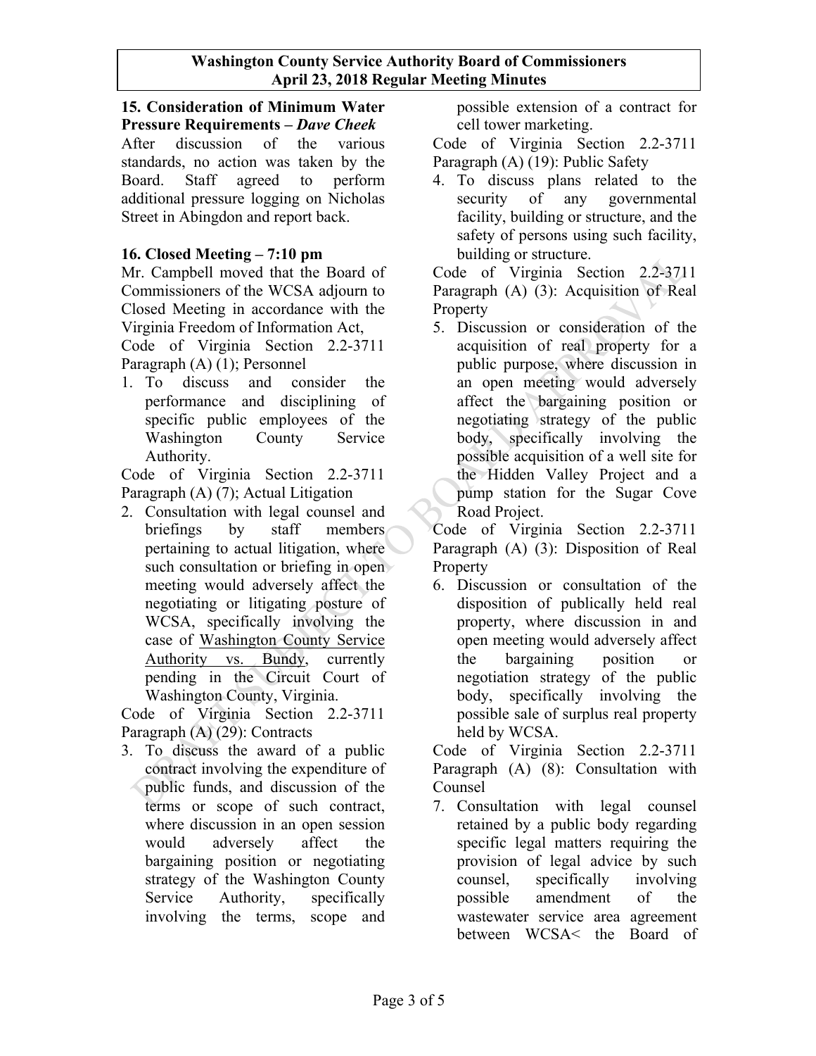**15. Consideration of Minimum Water Pressure Requirements – *Dave Cheek***

After discussion of the various standards, no action was taken by the Board. Staff agreed to perform additional pressure logging on Nicholas Street in Abingdon and report back.

**16. Closed Meeting – 7:10 pm**

Mr. Campbell moved that the Board of Commissioners of the WCSA adjourn to Closed Meeting in accordance with the Virginia Freedom of Information Act,

Code of Virginia Section 2.2-3711 Paragraph (A) (1); Personnel

1. To discuss and consider the performance and disciplining of specific public employees of the Washington County Service Authority.

Code of Virginia Section 2.2-3711 Paragraph (A) (7); Actual Litigation

2. Consultation with legal counsel and briefings by staff members pertaining to actual litigation, where such consultation or briefing in open meeting would adversely affect the negotiating or litigating posture of WCSA, specifically involving the case of Washington County Service Authority vs. Bundy, currently pending in the Circuit Court of Washington County, Virginia.

Code of Virginia Section 2.2-3711 Paragraph (A) (29): Contracts

3. To discuss the award of a public contract involving the expenditure of public funds, and discussion of the terms or scope of such contract, where discussion in an open session would adversely affect the bargaining position or negotiating strategy of the Washington County Service Authority, specifically involving the terms, scope and possible extension of a contract for cell tower marketing.

Code of Virginia Section 2.2-3711 Paragraph (A) (19): Public Safety

4. To discuss plans related to the security of any governmental facility, building or structure, and the safety of persons using such facility, building or structure.

Code of Virginia Section 2.2-3711 Paragraph (A) (3): Acquisition of Real Property

5. Discussion or consideration of the acquisition of real property for a public purpose, where discussion in an open meeting would adversely affect the bargaining position or negotiating strategy of the public body, specifically involving the possible acquisition of a well site for the Hidden Valley Project and a pump station for the Sugar Cove Road Project.

Code of Virginia Section 2.2-3711 Paragraph (A) (3): Disposition of Real Property

6. Discussion or consultation of the disposition of publically held real property, where discussion in and open meeting would adversely affect the bargaining position or negotiation strategy of the public body, specifically involving the possible sale of surplus real property held by WCSA.

Code of Virginia Section 2.2-3711 Paragraph (A) (8): Consultation with Counsel

7. Consultation with legal counsel retained by a public body regarding specific legal matters requiring the provision of legal advice by such counsel, specifically involving possible amendment of the wastewater service area agreement between WCSA< the Board of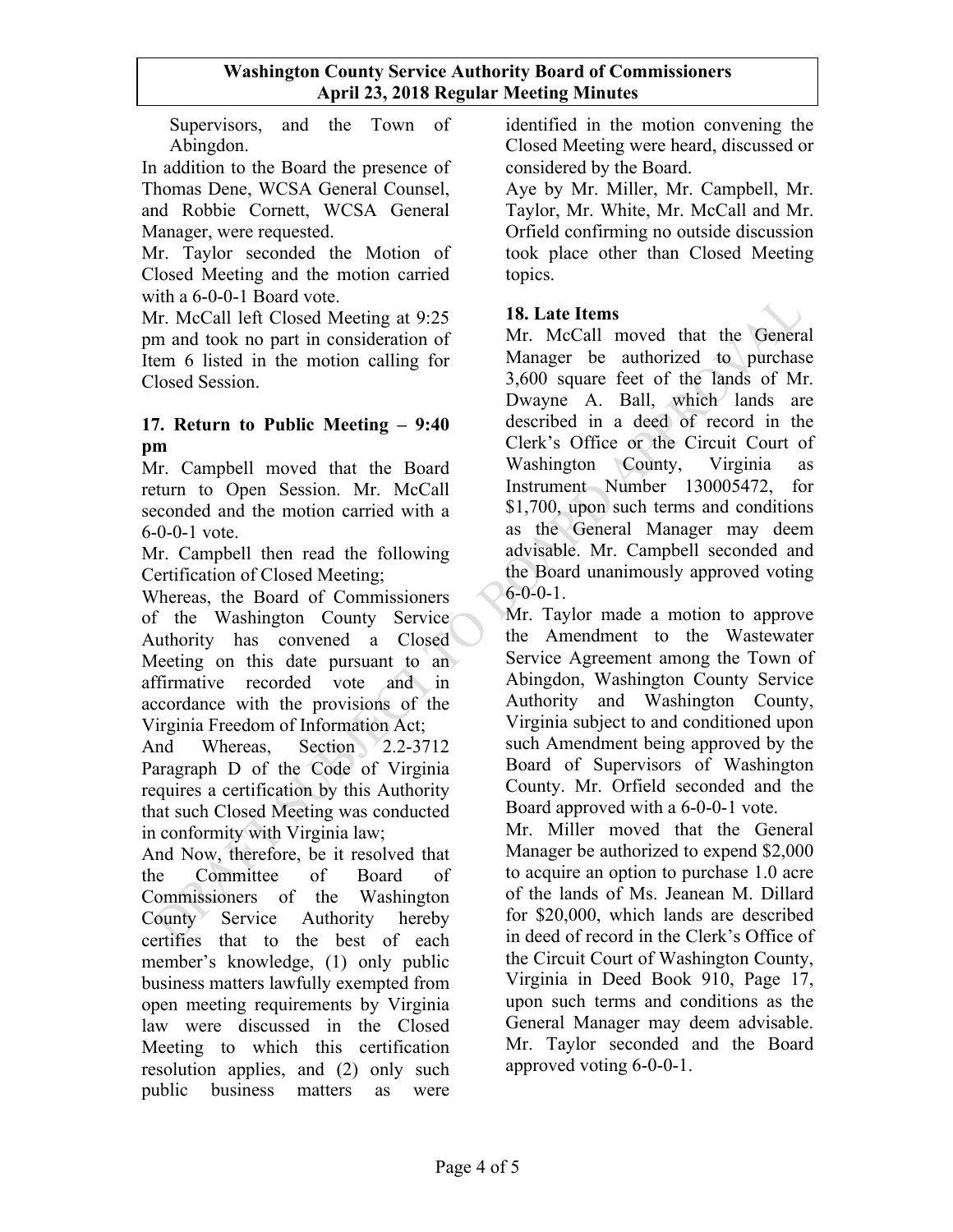Supervisors, and the Town of Abingdon.

In addition to the Board the presence of Thomas Dene, WCSA General Counsel, and Robbie Cornett, WCSA General Manager, were requested.

Mr. Taylor seconded the Motion of Closed Meeting and the motion carried with a 6-0-0-1 Board vote.

Mr. McCall left Closed Meeting at 9:25 pm and took no part in consideration of Item 6 listed in the motion calling for Closed Session.

### 17. Return to Public Meeting – 9:40 pm

Mr. Campbell moved that the Board return to Open Session. Mr. McCall seconded and the motion carried with a 6-0-0-1 vote.

Mr. Campbell then read the following Certification of Closed Meeting;

Whereas, the Board of Commissioners of the Washington County Service Authority has convened a Closed Meeting on this date pursuant to an affirmative recorded vote and in accordance with the provisions of the Virginia Freedom of Information Act;

And Whereas, Section 2.2-3712 Paragraph D of the Code of Virginia requires a certification by this Authority that such Closed Meeting was conducted in conformity with Virginia law;

And Now, therefore, be it resolved that the Committee of Board of Commissioners of the Washington County Service Authority hereby certifies that to the best of each member's knowledge, (1) only public business matters lawfully exempted from open meeting requirements by Virginia law were discussed in the Closed Meeting to which this certification resolution applies, and (2) only such public business matters as were identified in the motion convening the Closed Meeting were heard, discussed or considered by the Board.

Aye by Mr. Miller, Mr. Campbell, Mr. Taylor, Mr. White, Mr. McCall and Mr. Orfield confirming no outside discussion took place other than Closed Meeting topics.

### 18. Late Items

Mr. McCall moved that the General Manager be authorized to purchase 3,600 square feet of the lands of Mr. Dwayne A. Ball, which lands are described in a deed of record in the Clerk's Office or the Circuit Court of Washington County, Virginia as Instrument Number 130005472, for $1,700, upon such terms and conditions as the General Manager may deem advisable. Mr. Campbell seconded and the Board unanimously approved voting 6-0-0-1.

Mr. Taylor made a motion to approve the Amendment to the Wastewater Service Agreement among the Town of Abingdon, Washington County Service Authority and Washington County, Virginia subject to and conditioned upon such Amendment being approved by the Board of Supervisors of Washington County. Mr. Orfield seconded and the Board approved with a 6-0-0-1 vote.

Mr. Miller moved that the General Manager be authorized to expend $2,000 to acquire an option to purchase 1.0 acre of the lands of Ms. Jeanean M. Dillard for $20,000, which lands are described in deed of record in the Clerk's Office of the Circuit Court of Washington County, Virginia in Deed Book 910, Page 17, upon such terms and conditions as the General Manager may deem advisable. Mr. Taylor seconded and the Board approved voting 6-0-0-1.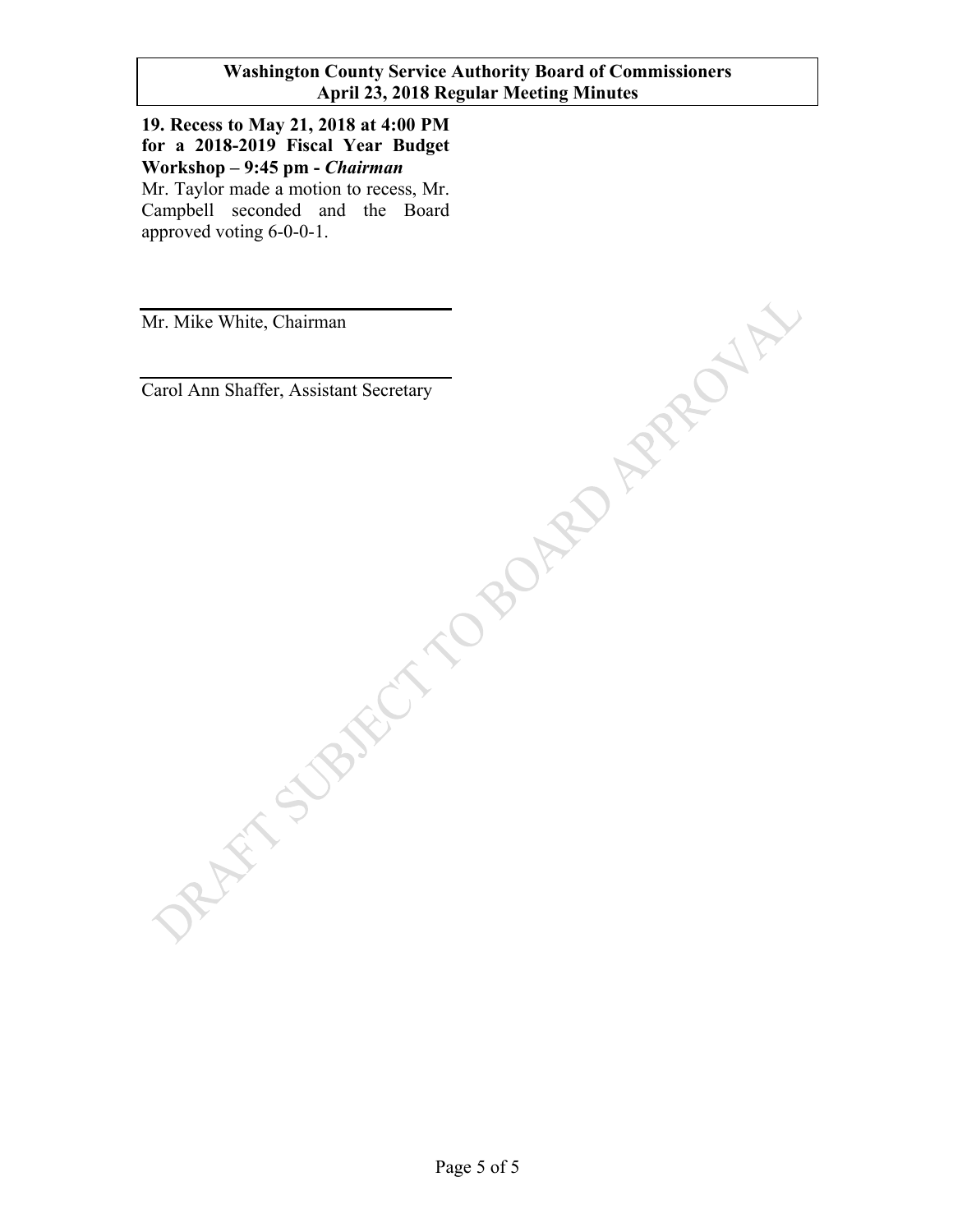**19. Recess to May 21, 2018 at 4:00 PM for a 2018-2019 Fiscal Year Budget Workshop – 9:45 pm -** ***Chairman***

Mr. Taylor made a motion to recess, Mr. Campbell seconded and the Board approved voting 6-0-0-1.

Mr. Mike White, Chairman

Carol Ann Shaffer, Assistant Secretary

DRAFT SUBJECT TO BOARD APPROVAL